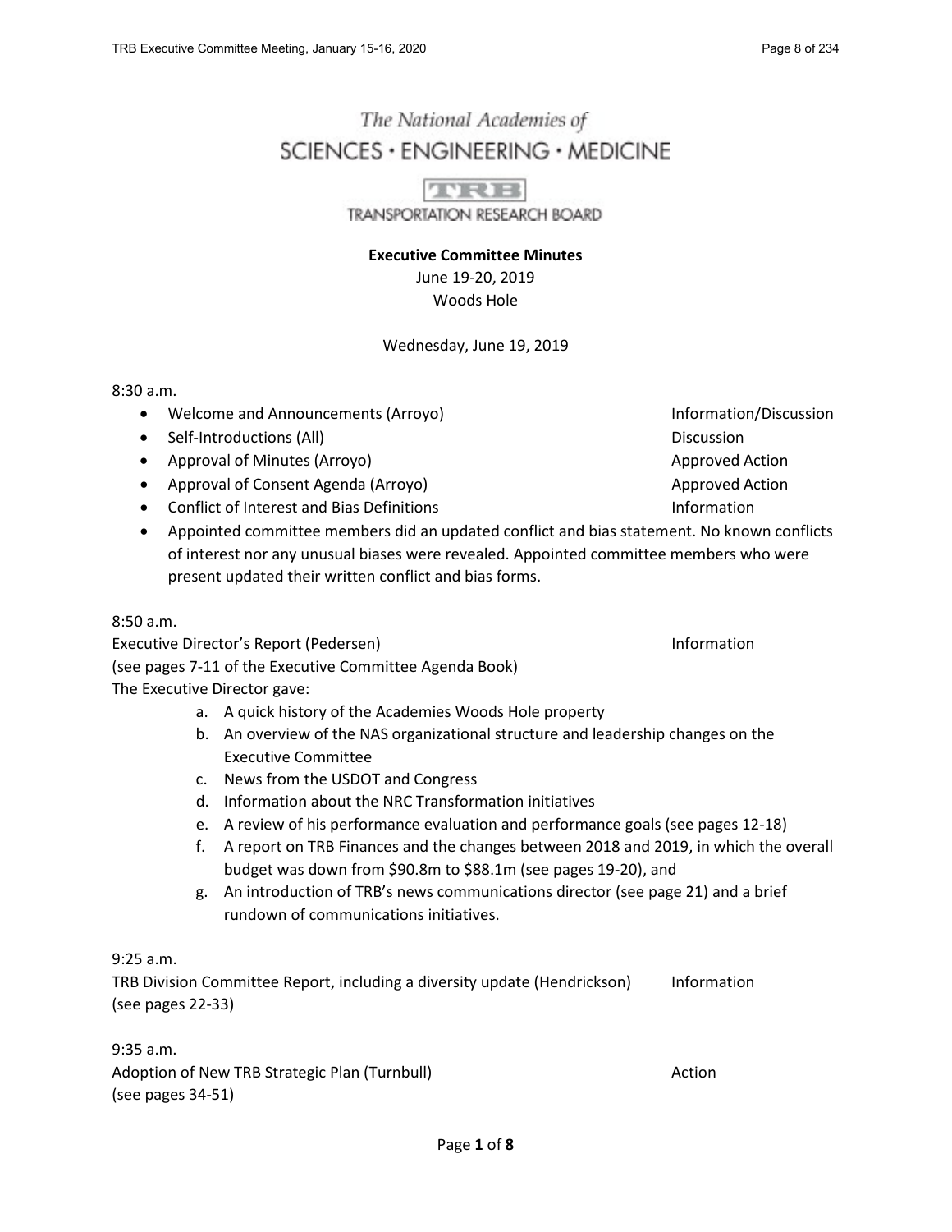The National Academies of
SCIENCES · ENGINEERING · MEDICINE

TRB
TRANSPORTATION RESEARCH BOARD

**Executive Committee Minutes**
June 19-20, 2019
Woods Hole

Wednesday, June 19, 2019

8:30 a.m.

- Welcome and Announcements (Arroyo) — Information/Discussion
- Self-Introductions (All) — Discussion
- Approval of Minutes (Arroyo) — Approved Action
- Approval of Consent Agenda (Arroyo) — Approved Action
- Conflict of Interest and Bias Definitions — Information
- Appointed committee members did an updated conflict and bias statement. No known conflicts of interest nor any unusual biases were revealed. Appointed committee members who were present updated their written conflict and bias forms.

8:50 a.m.
Executive Director's Report (Pedersen) — Information
(see pages 7-11 of the Executive Committee Agenda Book)
The Executive Director gave:

a. A quick history of the Academies Woods Hole property
b. An overview of the NAS organizational structure and leadership changes on the Executive Committee
c. News from the USDOT and Congress
d. Information about the NRC Transformation initiatives
e. A review of his performance evaluation and performance goals (see pages 12-18)
f. A report on TRB Finances and the changes between 2018 and 2019, in which the overall budget was down from $90.8m to $88.1m (see pages 19-20), and
g. An introduction of TRB's news communications director (see page 21) and a brief rundown of communications initiatives.

9:25 a.m.
TRB Division Committee Report, including a diversity update (Hendrickson) — Information
(see pages 22-33)

9:35 a.m.
Adoption of New TRB Strategic Plan (Turnbull) — Action
(see pages 34-51)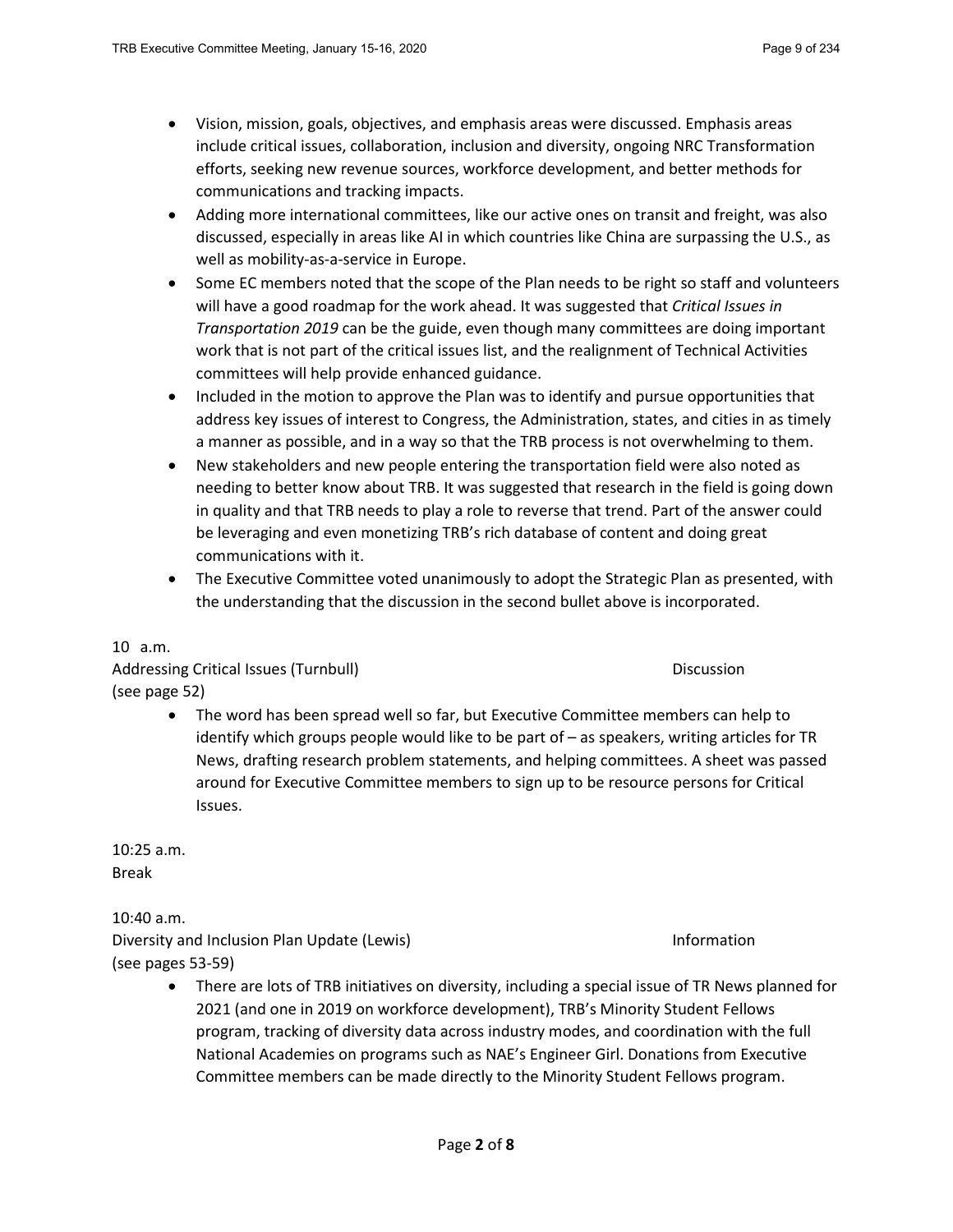- Vision, mission, goals, objectives, and emphasis areas were discussed. Emphasis areas include critical issues, collaboration, inclusion and diversity, ongoing NRC Transformation efforts, seeking new revenue sources, workforce development, and better methods for communications and tracking impacts.
- Adding more international committees, like our active ones on transit and freight, was also discussed, especially in areas like AI in which countries like China are surpassing the U.S., as well as mobility-as-a-service in Europe.
- Some EC members noted that the scope of the Plan needs to be right so staff and volunteers will have a good roadmap for the work ahead. It was suggested that *Critical Issues in Transportation 2019* can be the guide, even though many committees are doing important work that is not part of the critical issues list, and the realignment of Technical Activities committees will help provide enhanced guidance.
- Included in the motion to approve the Plan was to identify and pursue opportunities that address key issues of interest to Congress, the Administration, states, and cities in as timely a manner as possible, and in a way so that the TRB process is not overwhelming to them.
- New stakeholders and new people entering the transportation field were also noted as needing to better know about TRB. It was suggested that research in the field is going down in quality and that TRB needs to play a role to reverse that trend. Part of the answer could be leveraging and even monetizing TRB's rich database of content and doing great communications with it.
- The Executive Committee voted unanimously to adopt the Strategic Plan as presented, with the understanding that the discussion in the second bullet above is incorporated.

10 a.m.
Addressing Critical Issues (Turnbull) Discussion
(see page 52)

- The word has been spread well so far, but Executive Committee members can help to identify which groups people would like to be part of – as speakers, writing articles for TR News, drafting research problem statements, and helping committees. A sheet was passed around for Executive Committee members to sign up to be resource persons for Critical Issues.

10:25 a.m.
Break

10:40 a.m.
Diversity and Inclusion Plan Update (Lewis) Information
(see pages 53-59)

- There are lots of TRB initiatives on diversity, including a special issue of TR News planned for 2021 (and one in 2019 on workforce development), TRB's Minority Student Fellows program, tracking of diversity data across industry modes, and coordination with the full National Academies on programs such as NAE's Engineer Girl. Donations from Executive Committee members can be made directly to the Minority Student Fellows program.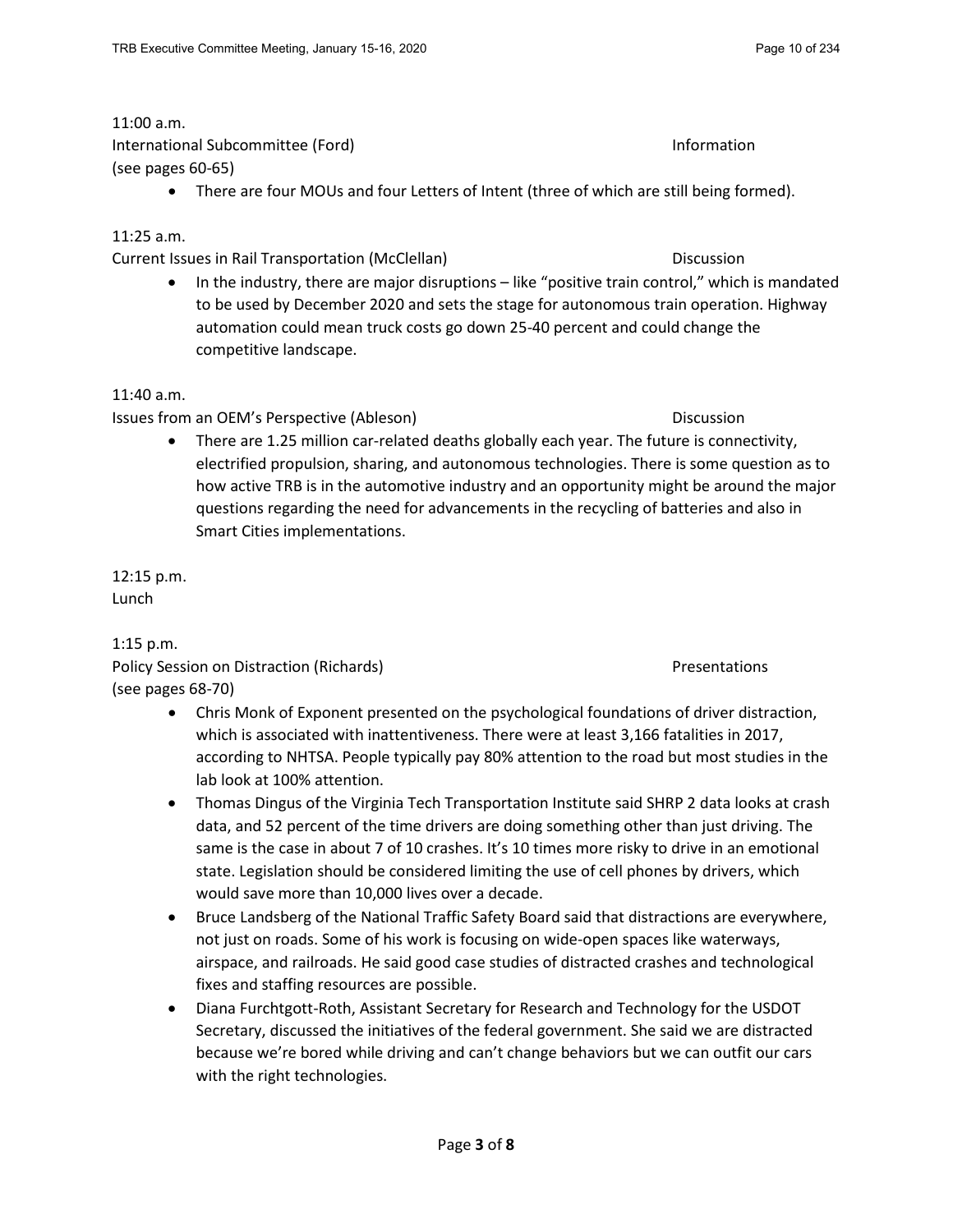11:00 a.m.
International Subcommittee (Ford) Information
(see pages 60-65)

- There are four MOUs and four Letters of Intent (three of which are still being formed).

11:25 a.m.
Current Issues in Rail Transportation (McClellan) Discussion

- In the industry, there are major disruptions – like "positive train control," which is mandated to be used by December 2020 and sets the stage for autonomous train operation. Highway automation could mean truck costs go down 25-40 percent and could change the competitive landscape.

11:40 a.m.
Issues from an OEM's Perspective (Ableson) Discussion

- There are 1.25 million car-related deaths globally each year. The future is connectivity, electrified propulsion, sharing, and autonomous technologies. There is some question as to how active TRB is in the automotive industry and an opportunity might be around the major questions regarding the need for advancements in the recycling of batteries and also in Smart Cities implementations.

12:15 p.m.
Lunch

1:15 p.m.
Policy Session on Distraction (Richards) Presentations
(see pages 68-70)

- Chris Monk of Exponent presented on the psychological foundations of driver distraction, which is associated with inattentiveness. There were at least 3,166 fatalities in 2017, according to NHTSA. People typically pay 80% attention to the road but most studies in the lab look at 100% attention.
- Thomas Dingus of the Virginia Tech Transportation Institute said SHRP 2 data looks at crash data, and 52 percent of the time drivers are doing something other than just driving. The same is the case in about 7 of 10 crashes. It's 10 times more risky to drive in an emotional state. Legislation should be considered limiting the use of cell phones by drivers, which would save more than 10,000 lives over a decade.
- Bruce Landsberg of the National Traffic Safety Board said that distractions are everywhere, not just on roads. Some of his work is focusing on wide-open spaces like waterways, airspace, and railroads. He said good case studies of distracted crashes and technological fixes and staffing resources are possible.
- Diana Furchtgott-Roth, Assistant Secretary for Research and Technology for the USDOT Secretary, discussed the initiatives of the federal government. She said we are distracted because we're bored while driving and can't change behaviors but we can outfit our cars with the right technologies.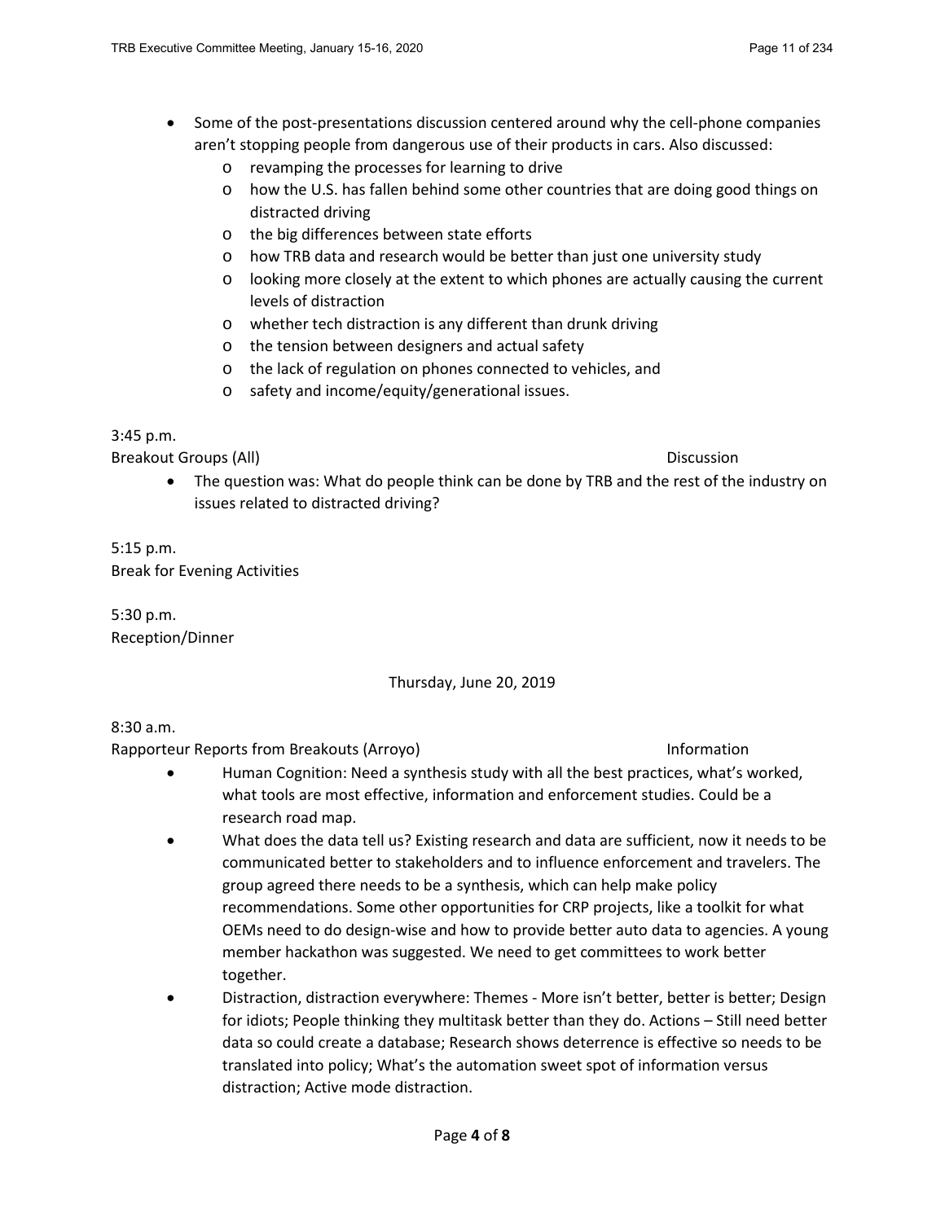- Some of the post-presentations discussion centered around why the cell-phone companies aren't stopping people from dangerous use of their products in cars. Also discussed:
  - revamping the processes for learning to drive
  - how the U.S. has fallen behind some other countries that are doing good things on distracted driving
  - the big differences between state efforts
  - how TRB data and research would be better than just one university study
  - looking more closely at the extent to which phones are actually causing the current levels of distraction
  - whether tech distraction is any different than drunk driving
  - the tension between designers and actual safety
  - the lack of regulation on phones connected to vehicles, and
  - safety and income/equity/generational issues.

3:45 p.m.
Breakout Groups (All) Discussion

- The question was: What do people think can be done by TRB and the rest of the industry on issues related to distracted driving?

5:15 p.m.
Break for Evening Activities

5:30 p.m.
Reception/Dinner

Thursday, June 20, 2019

8:30 a.m.
Rapporteur Reports from Breakouts (Arroyo) Information

- Human Cognition: Need a synthesis study with all the best practices, what's worked, what tools are most effective, information and enforcement studies. Could be a research road map.
- What does the data tell us? Existing research and data are sufficient, now it needs to be communicated better to stakeholders and to influence enforcement and travelers. The group agreed there needs to be a synthesis, which can help make policy recommendations. Some other opportunities for CRP projects, like a toolkit for what OEMs need to do design-wise and how to provide better auto data to agencies. A young member hackathon was suggested. We need to get committees to work better together.
- Distraction, distraction everywhere: Themes - More isn't better, better is better; Design for idiots; People thinking they multitask better than they do. Actions – Still need better data so could create a database; Research shows deterrence is effective so needs to be translated into policy; What's the automation sweet spot of information versus distraction; Active mode distraction.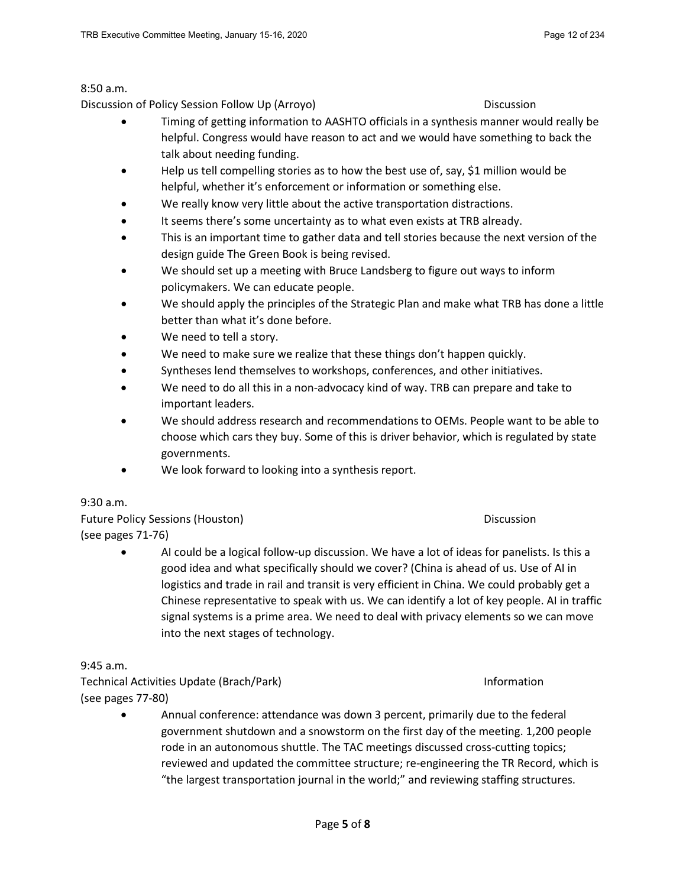8:50 a.m.

Discussion of Policy Session Follow Up (Arroyo) Discussion

- Timing of getting information to AASHTO officials in a synthesis manner would really be helpful. Congress would have reason to act and we would have something to back the talk about needing funding.
- Help us tell compelling stories as to how the best use of, say, $1 million would be helpful, whether it's enforcement or information or something else.
- We really know very little about the active transportation distractions.
- It seems there's some uncertainty as to what even exists at TRB already.
- This is an important time to gather data and tell stories because the next version of the design guide The Green Book is being revised.
- We should set up a meeting with Bruce Landsberg to figure out ways to inform policymakers. We can educate people.
- We should apply the principles of the Strategic Plan and make what TRB has done a little better than what it's done before.
- We need to tell a story.
- We need to make sure we realize that these things don't happen quickly.
- Syntheses lend themselves to workshops, conferences, and other initiatives.
- We need to do all this in a non-advocacy kind of way. TRB can prepare and take to important leaders.
- We should address research and recommendations to OEMs. People want to be able to choose which cars they buy. Some of this is driver behavior, which is regulated by state governments.
- We look forward to looking into a synthesis report.

9:30 a.m.

Future Policy Sessions (Houston) Discussion
(see pages 71-76)

- AI could be a logical follow-up discussion. We have a lot of ideas for panelists. Is this a good idea and what specifically should we cover? (China is ahead of us. Use of AI in logistics and trade in rail and transit is very efficient in China. We could probably get a Chinese representative to speak with us. We can identify a lot of key people. AI in traffic signal systems is a prime area. We need to deal with privacy elements so we can move into the next stages of technology.

9:45 a.m.

Technical Activities Update (Brach/Park) Information
(see pages 77-80)

- Annual conference: attendance was down 3 percent, primarily due to the federal government shutdown and a snowstorm on the first day of the meeting. 1,200 people rode in an autonomous shuttle. The TAC meetings discussed cross-cutting topics; reviewed and updated the committee structure; re-engineering the TR Record, which is "the largest transportation journal in the world;" and reviewing staffing structures.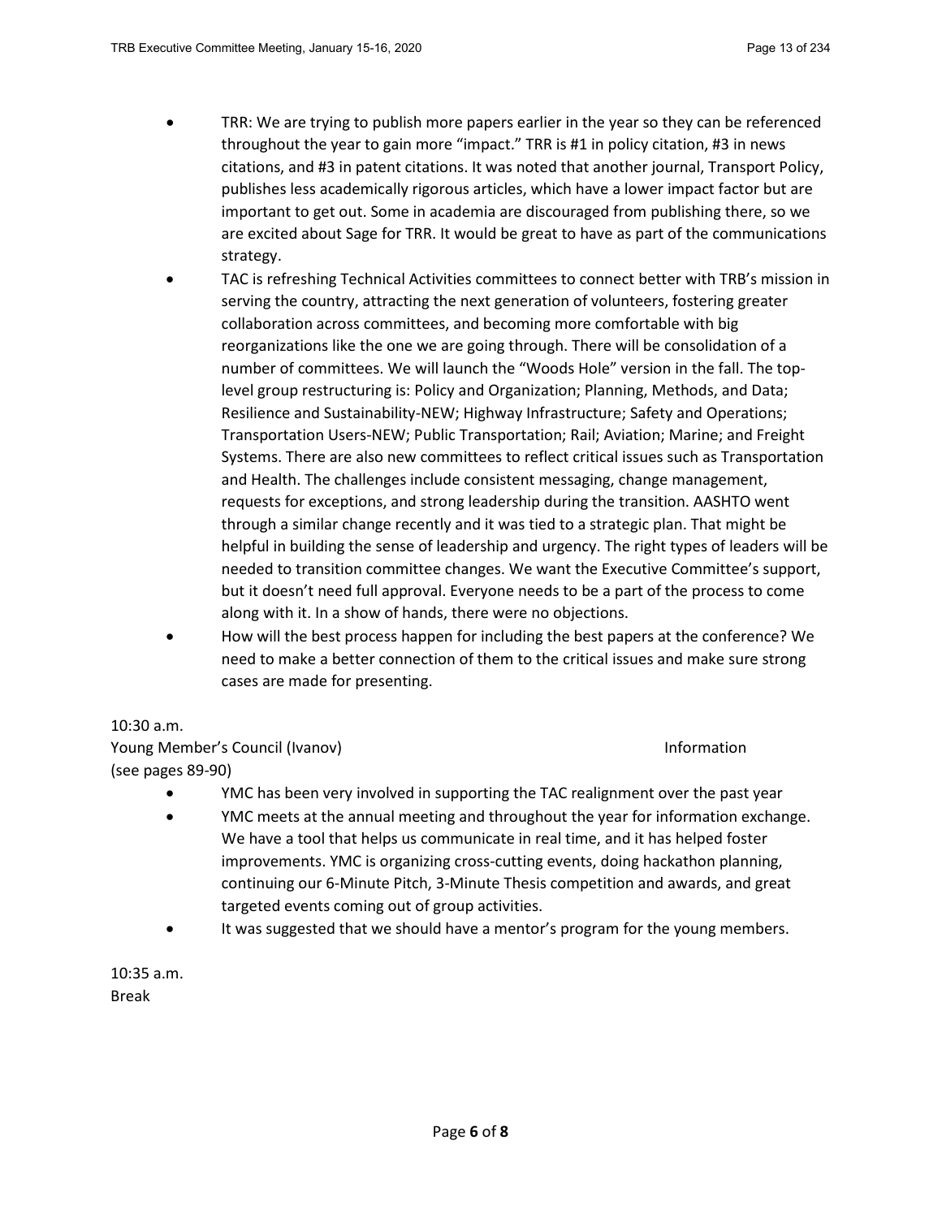- TRR: We are trying to publish more papers earlier in the year so they can be referenced throughout the year to gain more "impact." TRR is #1 in policy citation, #3 in news citations, and #3 in patent citations. It was noted that another journal, Transport Policy, publishes less academically rigorous articles, which have a lower impact factor but are important to get out. Some in academia are discouraged from publishing there, so we are excited about Sage for TRR. It would be great to have as part of the communications strategy.
- TAC is refreshing Technical Activities committees to connect better with TRB's mission in serving the country, attracting the next generation of volunteers, fostering greater collaboration across committees, and becoming more comfortable with big reorganizations like the one we are going through. There will be consolidation of a number of committees. We will launch the "Woods Hole" version in the fall. The top-level group restructuring is: Policy and Organization; Planning, Methods, and Data; Resilience and Sustainability-NEW; Highway Infrastructure; Safety and Operations; Transportation Users-NEW; Public Transportation; Rail; Aviation; Marine; and Freight Systems. There are also new committees to reflect critical issues such as Transportation and Health. The challenges include consistent messaging, change management, requests for exceptions, and strong leadership during the transition. AASHTO went through a similar change recently and it was tied to a strategic plan. That might be helpful in building the sense of leadership and urgency. The right types of leaders will be needed to transition committee changes. We want the Executive Committee's support, but it doesn't need full approval. Everyone needs to be a part of the process to come along with it. In a show of hands, there were no objections.
- How will the best process happen for including the best papers at the conference? We need to make a better connection of them to the critical issues and make sure strong cases are made for presenting.

10:30 a.m.
Young Member's Council (Ivanov) Information
(see pages 89-90)

- YMC has been very involved in supporting the TAC realignment over the past year
- YMC meets at the annual meeting and throughout the year for information exchange. We have a tool that helps us communicate in real time, and it has helped foster improvements. YMC is organizing cross-cutting events, doing hackathon planning, continuing our 6-Minute Pitch, 3-Minute Thesis competition and awards, and great targeted events coming out of group activities.
- It was suggested that we should have a mentor's program for the young members.

10:35 a.m.
Break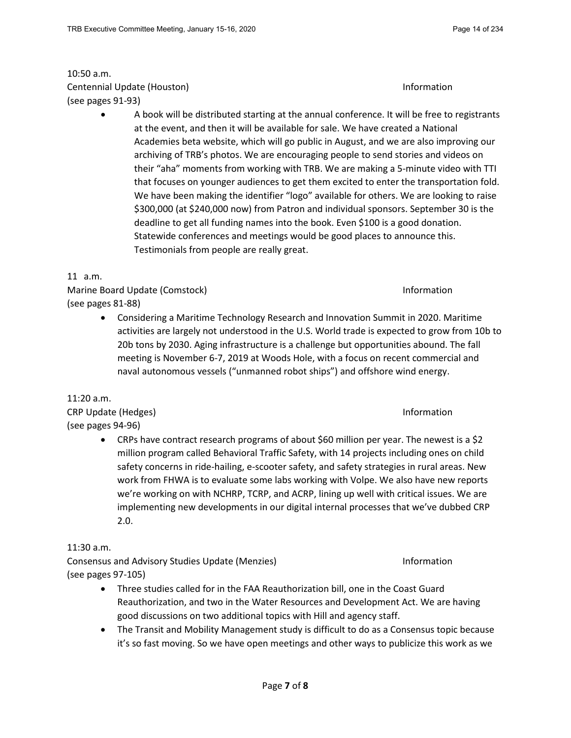10:50 a.m.
Centennial Update (Houston) Information
(see pages 91-93)

- A book will be distributed starting at the annual conference. It will be free to registrants at the event, and then it will be available for sale. We have created a National Academies beta website, which will go public in August, and we are also improving our archiving of TRB's photos. We are encouraging people to send stories and videos on their "aha" moments from working with TRB. We are making a 5-minute video with TTI that focuses on younger audiences to get them excited to enter the transportation fold. We have been making the identifier "logo" available for others. We are looking to raise $300,000 (at $240,000 now) from Patron and individual sponsors. September 30 is the deadline to get all funding names into the book. Even $100 is a good donation. Statewide conferences and meetings would be good places to announce this. Testimonials from people are really great.

11 a.m.
Marine Board Update (Comstock) Information
(see pages 81-88)

- Considering a Maritime Technology Research and Innovation Summit in 2020. Maritime activities are largely not understood in the U.S. World trade is expected to grow from 10b to 20b tons by 2030. Aging infrastructure is a challenge but opportunities abound. The fall meeting is November 6-7, 2019 at Woods Hole, with a focus on recent commercial and naval autonomous vessels ("unmanned robot ships") and offshore wind energy.

11:20 a.m.
CRP Update (Hedges) Information
(see pages 94-96)

- CRPs have contract research programs of about $60 million per year. The newest is a $2 million program called Behavioral Traffic Safety, with 14 projects including ones on child safety concerns in ride-hailing, e-scooter safety, and safety strategies in rural areas. New work from FHWA is to evaluate some labs working with Volpe. We also have new reports we're working on with NCHRP, TCRP, and ACRP, lining up well with critical issues. We are implementing new developments in our digital internal processes that we've dubbed CRP 2.0.

11:30 a.m.
Consensus and Advisory Studies Update (Menzies) Information
(see pages 97-105)

- Three studies called for in the FAA Reauthorization bill, one in the Coast Guard Reauthorization, and two in the Water Resources and Development Act. We are having good discussions on two additional topics with Hill and agency staff.
- The Transit and Mobility Management study is difficult to do as a Consensus topic because it's so fast moving. So we have open meetings and other ways to publicize this work as we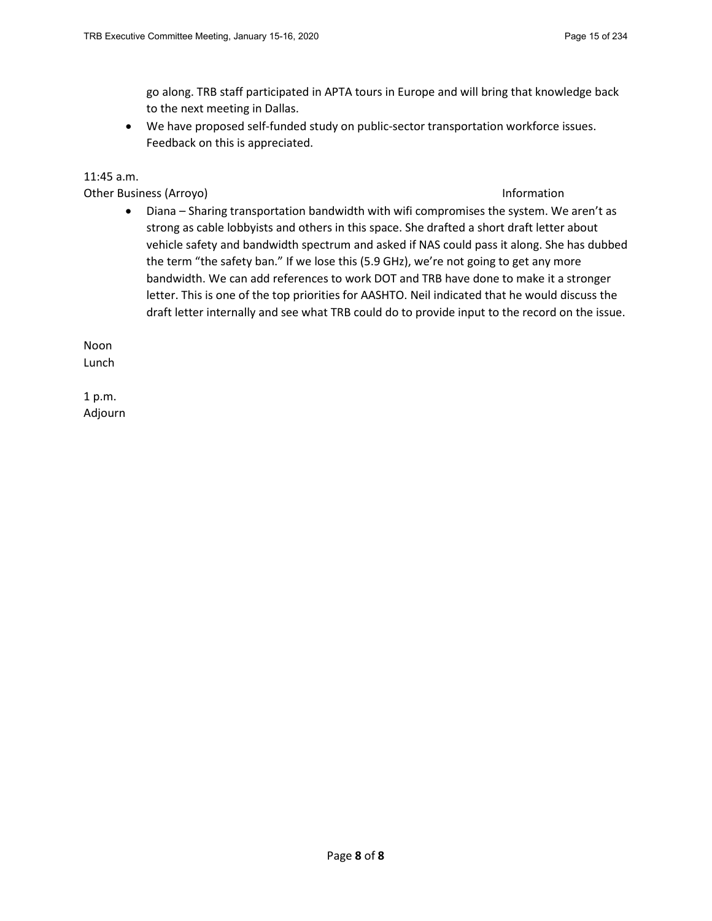go along. TRB staff participated in APTA tours in Europe and will bring that knowledge back to the next meeting in Dallas.

- We have proposed self-funded study on public-sector transportation workforce issues. Feedback on this is appreciated.

11:45 a.m.
Other Business (Arroyo) Information

- Diana – Sharing transportation bandwidth with wifi compromises the system. We aren't as strong as cable lobbyists and others in this space. She drafted a short draft letter about vehicle safety and bandwidth spectrum and asked if NAS could pass it along. She has dubbed the term "the safety ban." If we lose this (5.9 GHz), we're not going to get any more bandwidth. We can add references to work DOT and TRB have done to make it a stronger letter. This is one of the top priorities for AASHTO. Neil indicated that he would discuss the draft letter internally and see what TRB could do to provide input to the record on the issue.

Noon
Lunch

1 p.m.
Adjourn